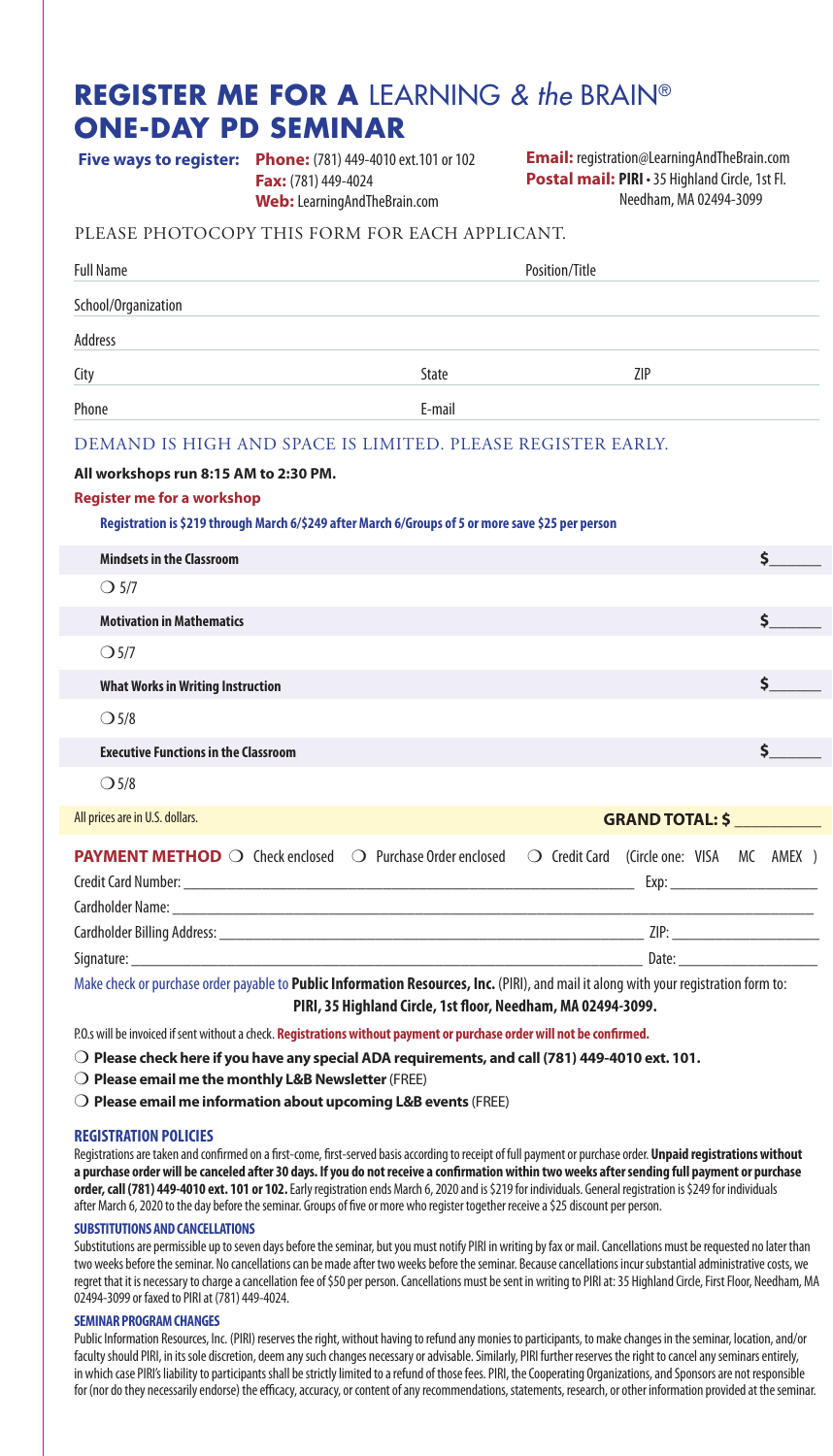# **REGISTER ME FOR A** LEARNING & *the* BRAIN® **ONE-DAY PD SEMINAR**

**Five ways to register:** **Phone:** (781) 449-4010 ext.101 or 102
**Fax:** (781) 449-4024
**Web:** LearningAndTheBrain.com
**Email:** registration@LearningAndTheBrain.com
**Postal mail:** **PIRI** • 35 Highland Circle, 1st Fl. Needham, MA 02494-3099

PLEASE PHOTOCOPY THIS FORM FOR EACH APPLICANT.

Full Name ____________________ Position/Title ____________________

School/Organization ____________________

Address ____________________

City ____________________ State ____________________ ZIP ____________________

Phone ____________________ E-mail ____________________

DEMAND IS HIGH AND SPACE IS LIMITED. PLEASE REGISTER EARLY.

**All workshops run 8:15 AM to 2:30 PM.**

**Register me for a workshop**

**Registration is $219 through March 6/$249 after March 6/Groups of 5 or more save $25 per person**

| Workshop | Amount |
|---|---|
| **Mindsets in the Classroom** | $______ |
| ❍ 5/7 | |
| **Motivation in Mathematics** | $______ |
| ❍ 5/7 | |
| **What Works in Writing Instruction** | $______ |
| ❍ 5/8 | |
| **Executive Functions in the Classroom** | $______ |
| ❍ 5/8 | |
| All prices are in U.S. dollars. | **GRAND TOTAL: $** __________ |

**PAYMENT METHOD** ❍ Check enclosed ❍ Purchase Order enclosed ❍ Credit Card (Circle one: VISA MC AMEX )

Credit Card Number: ____________________ Exp: ____________________

Cardholder Name: ____________________

Cardholder Billing Address: ____________________ ZIP: ____________________

Signature: ____________________ Date: ____________________

Make check or purchase order payable to **Public Information Resources, Inc.** (PIRI), and mail it along with your registration form to: **PIRI, 35 Highland Circle, 1st floor, Needham, MA 02494-3099.**

P.O.s will be invoiced if sent without a check. **Registrations without payment or purchase order will not be confirmed.**

❍ **Please check here if you have any special ADA requirements, and call (781) 449-4010 ext. 101.**

❍ **Please email me the monthly L&B Newsletter** (FREE)

❍ **Please email me information about upcoming L&B events** (FREE)

### REGISTRATION POLICIES

Registrations are taken and confirmed on a first-come, first-served basis according to receipt of full payment or purchase order. **Unpaid registrations without a purchase order will be canceled after 30 days. If you do not receive a confirmation within two weeks after sending full payment or purchase order, call (781) 449-4010 ext. 101 or 102.** Early registration ends March 6, 2020 and is $219 for individuals. General registration is $249 for individuals after March 6, 2020 to the day before the seminar. Groups of five or more who register together receive a $25 discount per person.

### SUBSTITUTIONS AND CANCELLATIONS

Substitutions are permissible up to seven days before the seminar, but you must notify PIRI in writing by fax or mail. Cancellations must be requested no later than two weeks before the seminar. No cancellations can be made after two weeks before the seminar. Because cancellations incur substantial administrative costs, we regret that it is necessary to charge a cancellation fee of $50 per person. Cancellations must be sent in writing to PIRI at: 35 Highland Circle, First Floor, Needham, MA 02494-3099 or faxed to PIRI at (781) 449-4024.

### SEMINAR PROGRAM CHANGES

Public Information Resources, Inc. (PIRI) reserves the right, without having to refund any monies to participants, to make changes in the seminar, location, and/or faculty should PIRI, in its sole discretion, deem any such changes necessary or advisable. Similarly, PIRI further reserves the right to cancel any seminars entirely, in which case PIRI's liability to participants shall be strictly limited to a refund of those fees. PIRI, the Cooperating Organizations, and Sponsors are not responsible for (nor do they necessarily endorse) the efficacy, accuracy, or content of any recommendations, statements, research, or other information provided at the seminar.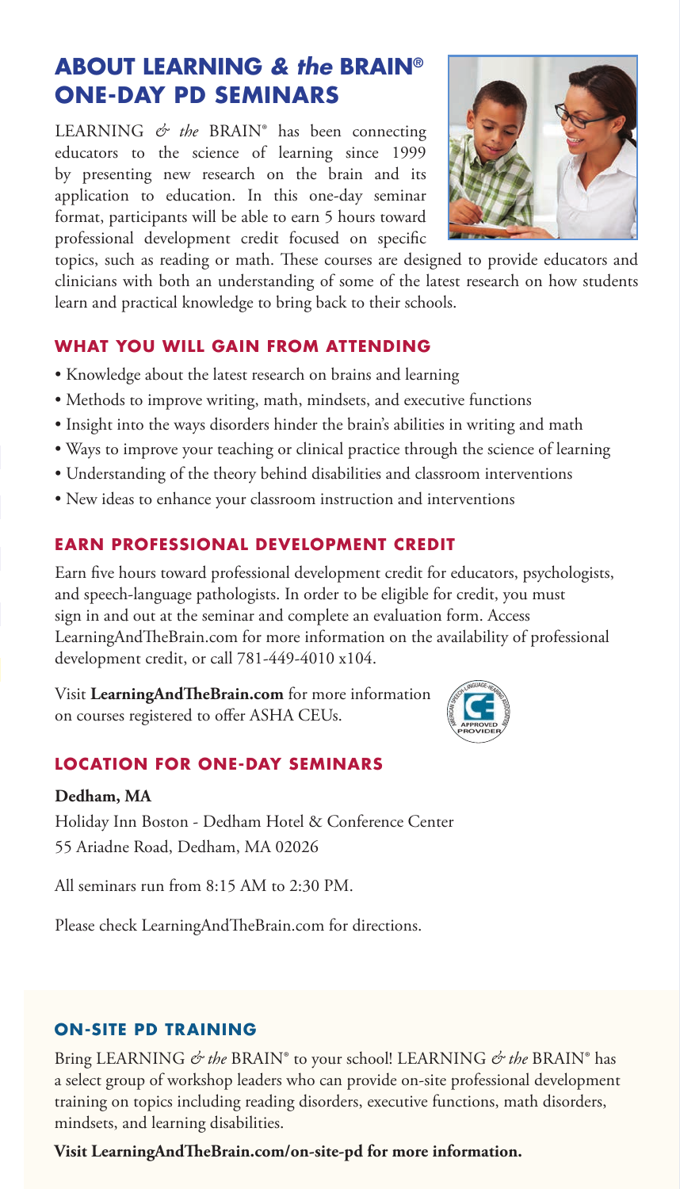## ABOUT LEARNING *& the* BRAIN® ONE-DAY PD SEMINARS

LEARNING *& the* BRAIN® has been connecting educators to the science of learning since 1999 by presenting new research on the brain and its application to education. In this one-day seminar format, participants will be able to earn 5 hours toward professional development credit focused on specific topics, such as reading or math. These courses are designed to provide educators and clinicians with both an understanding of some of the latest research on how students learn and practical knowledge to bring back to their schools.

### WHAT YOU WILL GAIN FROM ATTENDING

- Knowledge about the latest research on brains and learning
- Methods to improve writing, math, mindsets, and executive functions
- Insight into the ways disorders hinder the brain's abilities in writing and math
- Ways to improve your teaching or clinical practice through the science of learning
- Understanding of the theory behind disabilities and classroom interventions
- New ideas to enhance your classroom instruction and interventions

### EARN PROFESSIONAL DEVELOPMENT CREDIT

Earn five hours toward professional development credit for educators, psychologists, and speech-language pathologists. In order to be eligible for credit, you must sign in and out at the seminar and complete an evaluation form. Access LearningAndTheBrain.com for more information on the availability of professional development credit, or call 781-449-4010 x104.

Visit **LearningAndTheBrain.com** for more information on courses registered to offer ASHA CEUs.

### LOCATION FOR ONE-DAY SEMINARS

**Dedham, MA**
Holiday Inn Boston - Dedham Hotel & Conference Center
55 Ariadne Road, Dedham, MA 02026

All seminars run from 8:15 AM to 2:30 PM.

Please check LearningAndTheBrain.com for directions.

### ON-SITE PD TRAINING

Bring LEARNING *& the* BRAIN® to your school! LEARNING *& the* BRAIN® has a select group of workshop leaders who can provide on-site professional development training on topics including reading disorders, executive functions, math disorders, mindsets, and learning disabilities.

**Visit LearningAndTheBrain.com/on-site-pd for more information.**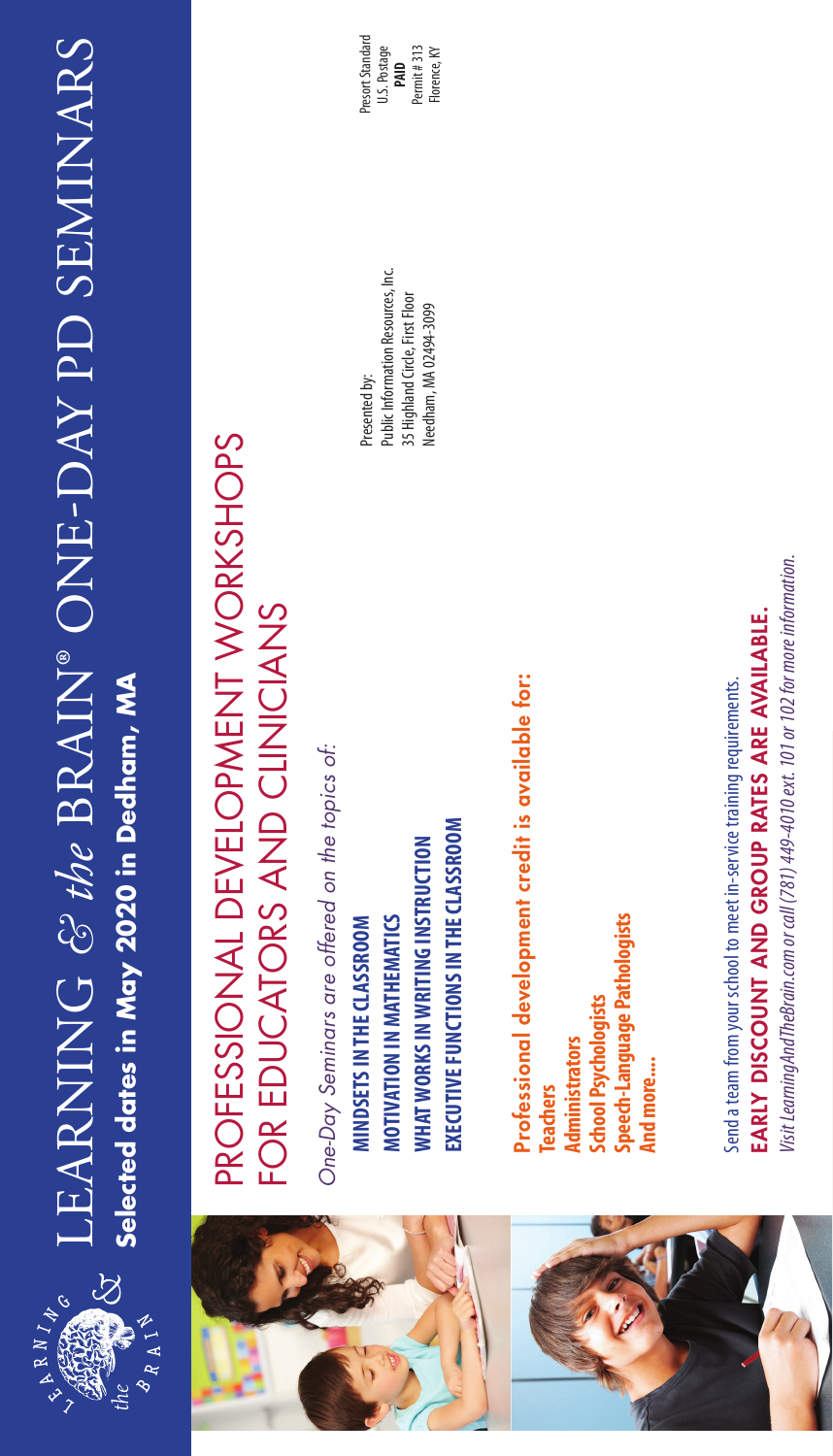# LEARNING & *the* BRAIN® ONE-DAY PD SEMINARS

**Selected dates in May 2020 in Dedham, MA**

## PROFESSIONAL DEVELOPMENT WORKSHOPS FOR EDUCATORS AND CLINICIANS

*One-Day Seminars are offered on the topics of:*

**MINDSETS IN THE CLASSROOM**
**MOTIVATION IN MATHEMATICS**
**WHAT WORKS IN WRITING INSTRUCTION**
**EXECUTIVE FUNCTIONS IN THE CLASSROOM**

### Professional development credit is available for:

**Teachers**
**Administrators**
**School Psychologists**
**Speech-Language Pathologists**
**And more....**

Send a team from your school to meet in-service training requirements.

**EARLY DISCOUNT AND GROUP RATES ARE AVAILABLE.**

*Visit LearningAndTheBrain.com or call (781) 449-4010 ext. 101 or 102 for more information.*

Presented by:
Public Information Resources, Inc.
35 Highland Circle, First Floor
Needham, MA 02494-3099

Presort Standard
U.S. Postage
**PAID**
Permit # 313
Florence, KY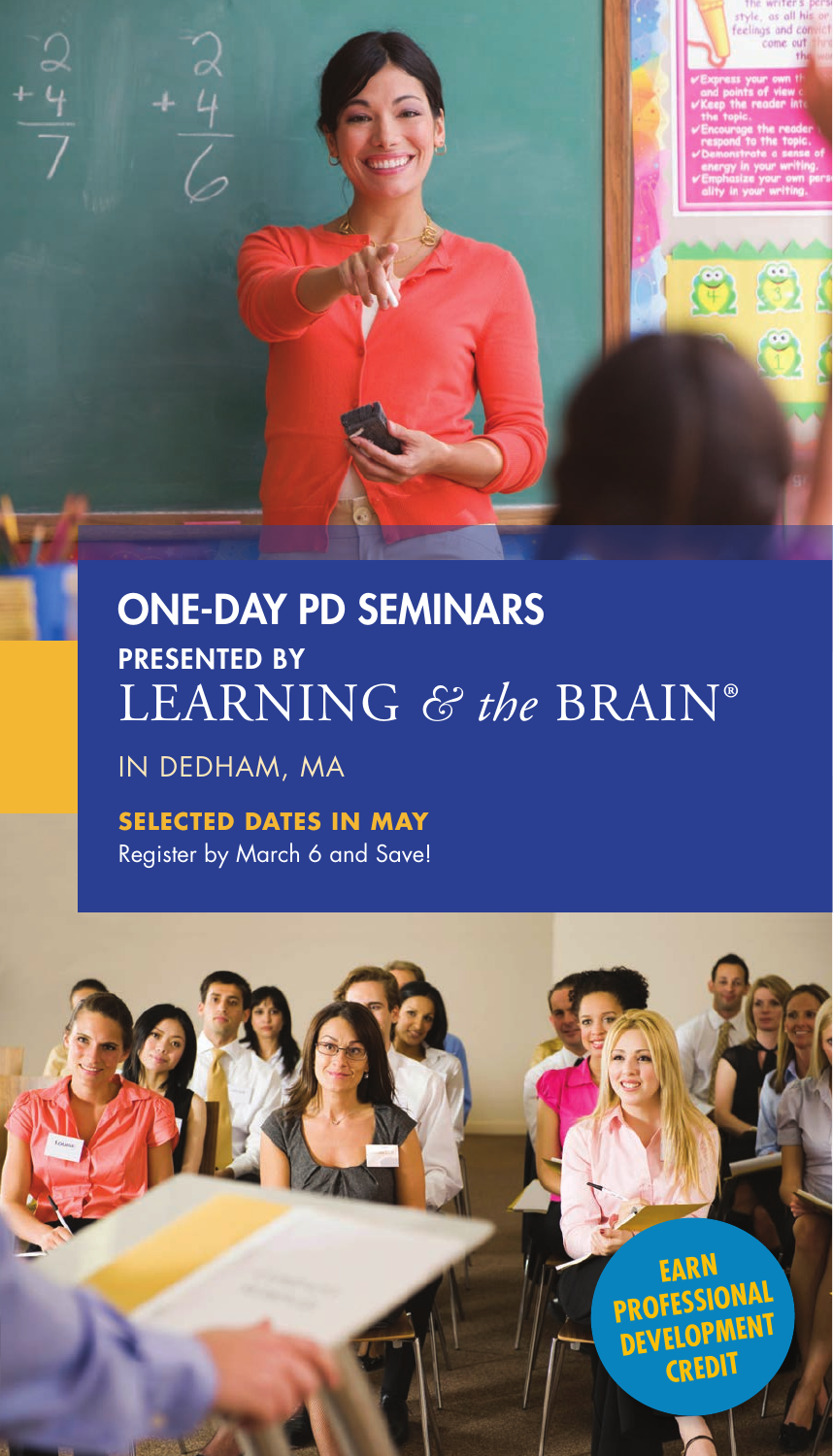# ONE-DAY PD SEMINARS

## PRESENTED BY

LEARNING *& the* BRAIN®

IN DEDHAM, MA

**SELECTED DATES IN MAY**

Register by March 6 and Save!

**EARN PROFESSIONAL DEVELOPMENT CREDIT**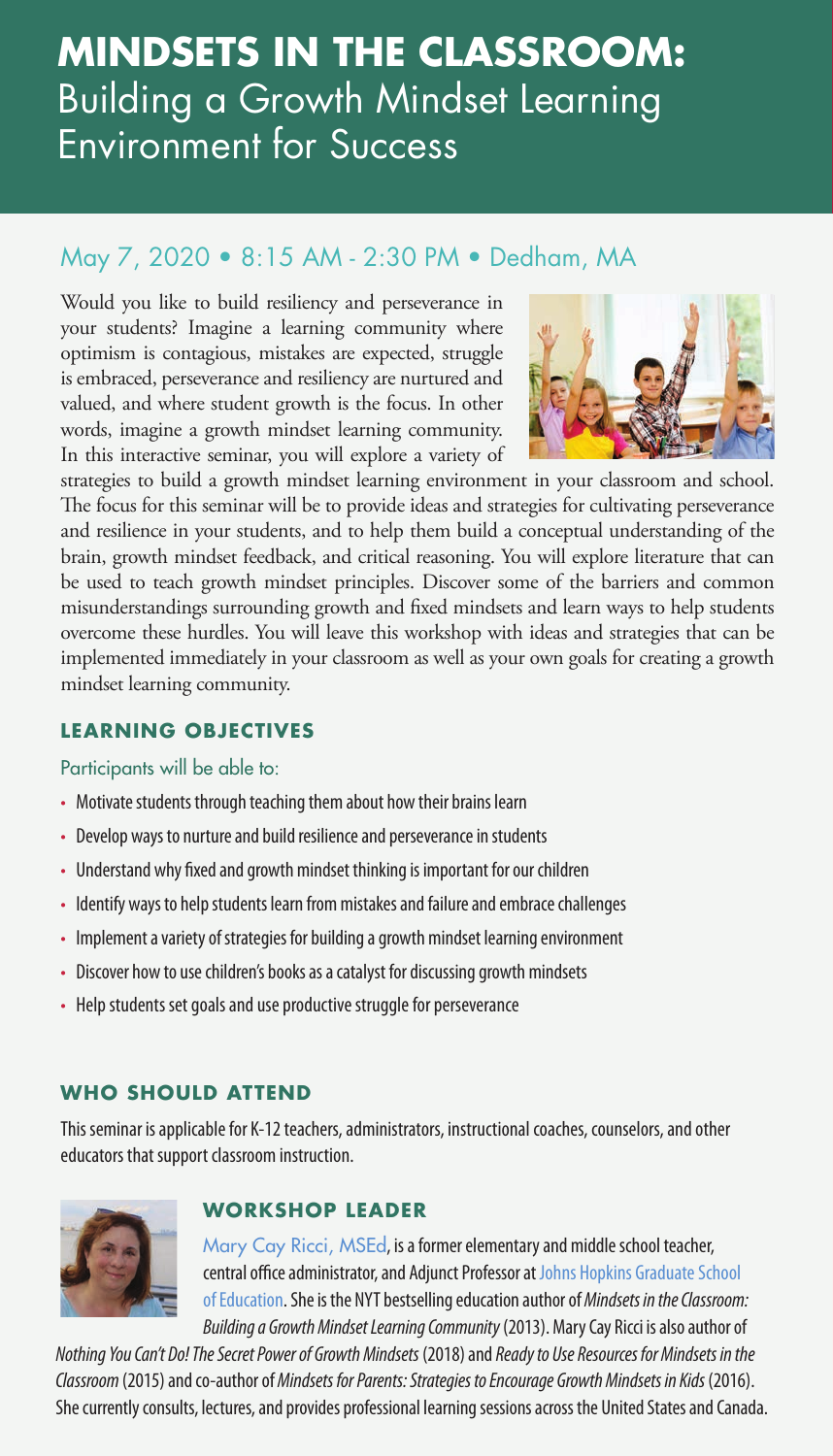# MINDSETS IN THE CLASSROOM: Building a Growth Mindset Learning Environment for Success

## May 7, 2020 • 8:15 AM - 2:30 PM • Dedham, MA

Would you like to build resiliency and perseverance in your students? Imagine a learning community where optimism is contagious, mistakes are expected, struggle is embraced, perseverance and resiliency are nurtured and valued, and where student growth is the focus. In other words, imagine a growth mindset learning community. In this interactive seminar, you will explore a variety of strategies to build a growth mindset learning environment in your classroom and school. The focus for this seminar will be to provide ideas and strategies for cultivating perseverance and resilience in your students, and to help them build a conceptual understanding of the brain, growth mindset feedback, and critical reasoning. You will explore literature that can be used to teach growth mindset principles. Discover some of the barriers and common misunderstandings surrounding growth and fixed mindsets and learn ways to help students overcome these hurdles. You will leave this workshop with ideas and strategies that can be implemented immediately in your classroom as well as your own goals for creating a growth mindset learning community.

### LEARNING OBJECTIVES

Participants will be able to:

- Motivate students through teaching them about how their brains learn
- Develop ways to nurture and build resilience and perseverance in students
- Understand why fixed and growth mindset thinking is important for our children
- Identify ways to help students learn from mistakes and failure and embrace challenges
- Implement a variety of strategies for building a growth mindset learning environment
- Discover how to use children's books as a catalyst for discussing growth mindsets
- Help students set goals and use productive struggle for perseverance

### WHO SHOULD ATTEND

This seminar is applicable for K-12 teachers, administrators, instructional coaches, counselors, and other educators that support classroom instruction.

### WORKSHOP LEADER

Mary Cay Ricci, MSEd, is a former elementary and middle school teacher, central office administrator, and Adjunct Professor at Johns Hopkins Graduate School of Education. She is the NYT bestselling education author of *Mindsets in the Classroom: Building a Growth Mindset Learning Community* (2013). Mary Cay Ricci is also author of *Nothing You Can't Do! The Secret Power of Growth Mindsets* (2018) and *Ready to Use Resources for Mindsets in the Classroom* (2015) and co-author of *Mindsets for Parents: Strategies to Encourage Growth Mindsets in Kids* (2016). She currently consults, lectures, and provides professional learning sessions across the United States and Canada.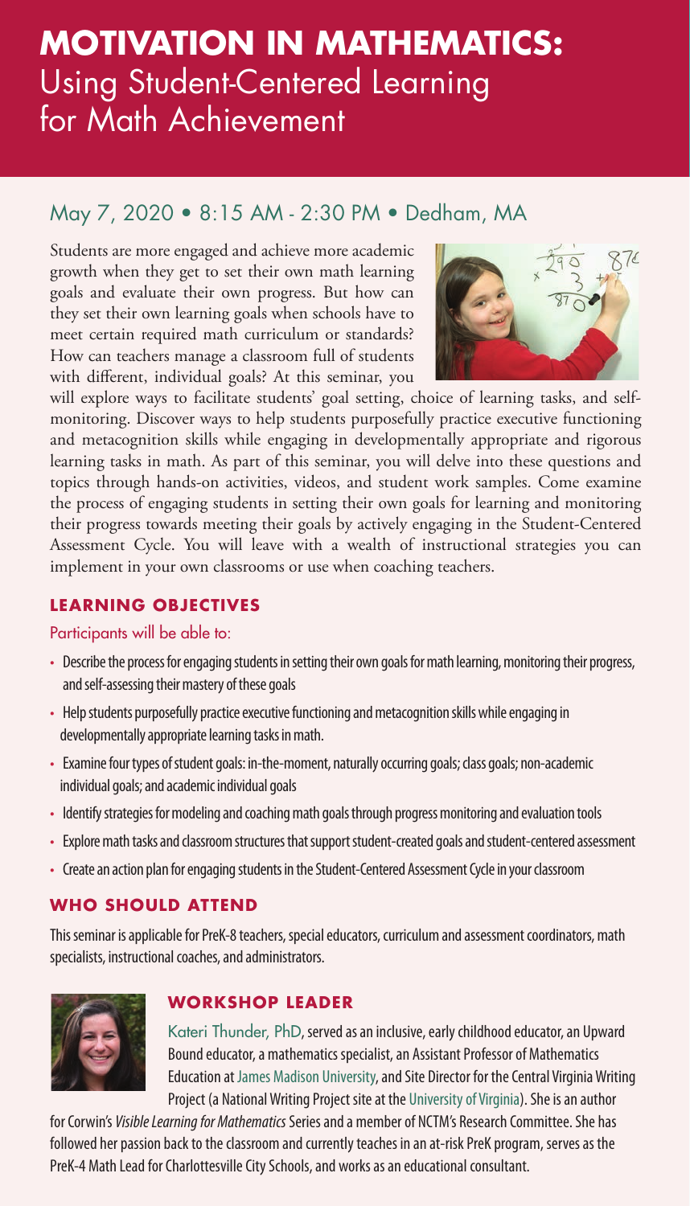# MOTIVATION IN MATHEMATICS:
## Using Student-Centered Learning for Math Achievement

### May 7, 2020 • 8:15 AM - 2:30 PM • Dedham, MA

Students are more engaged and achieve more academic growth when they get to set their own math learning goals and evaluate their own progress. But how can they set their own learning goals when schools have to meet certain required math curriculum or standards? How can teachers manage a classroom full of students with different, individual goals? At this seminar, you will explore ways to facilitate students' goal setting, choice of learning tasks, and self-monitoring. Discover ways to help students purposefully practice executive functioning and metacognition skills while engaging in developmentally appropriate and rigorous learning tasks in math. As part of this seminar, you will delve into these questions and topics through hands-on activities, videos, and student work samples. Come examine the process of engaging students in setting their own goals for learning and monitoring their progress towards meeting their goals by actively engaging in the Student-Centered Assessment Cycle. You will leave with a wealth of instructional strategies you can implement in your own classrooms or use when coaching teachers.

#### LEARNING OBJECTIVES

Participants will be able to:

- Describe the process for engaging students in setting their own goals for math learning, monitoring their progress, and self-assessing their mastery of these goals
- Help students purposefully practice executive functioning and metacognition skills while engaging in developmentally appropriate learning tasks in math.
- Examine four types of student goals: in-the-moment, naturally occurring goals; class goals; non-academic individual goals; and academic individual goals
- Identify strategies for modeling and coaching math goals through progress monitoring and evaluation tools
- Explore math tasks and classroom structures that support student-created goals and student-centered assessment
- Create an action plan for engaging students in the Student-Centered Assessment Cycle in your classroom

#### WHO SHOULD ATTEND

This seminar is applicable for PreK-8 teachers, special educators, curriculum and assessment coordinators, math specialists, instructional coaches, and administrators.

#### WORKSHOP LEADER

Kateri Thunder, PhD, served as an inclusive, early childhood educator, an Upward Bound educator, a mathematics specialist, an Assistant Professor of Mathematics Education at James Madison University, and Site Director for the Central Virginia Writing Project (a National Writing Project site at the University of Virginia). She is an author for Corwin's *Visible Learning for Mathematics* Series and a member of NCTM's Research Committee. She has followed her passion back to the classroom and currently teaches in an at-risk PreK program, serves as the PreK-4 Math Lead for Charlottesville City Schools, and works as an educational consultant.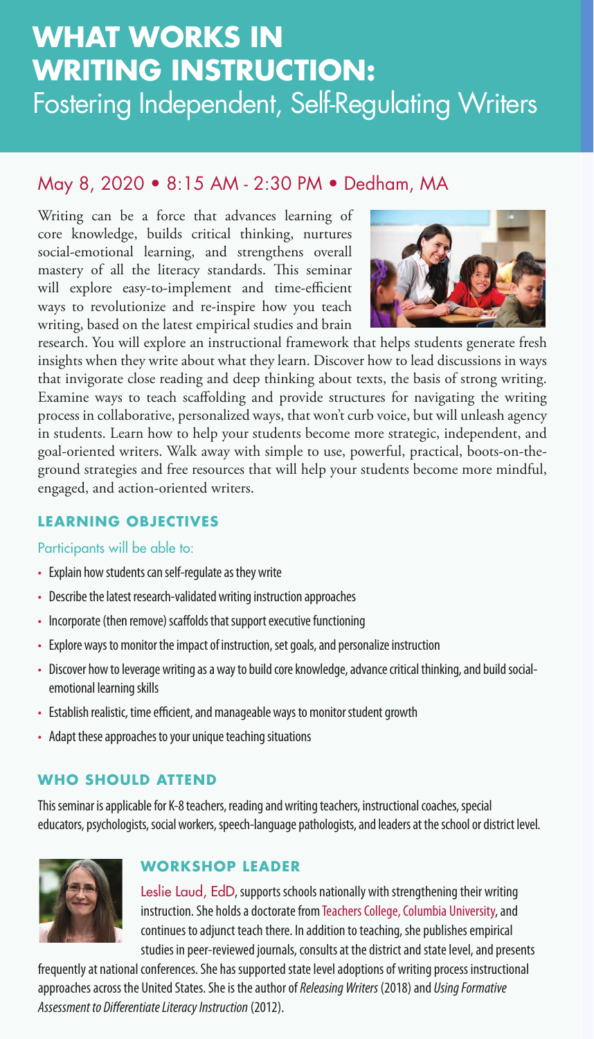# WHAT WORKS IN WRITING INSTRUCTION:

## Fostering Independent, Self-Regulating Writers

May 8, 2020 • 8:15 AM - 2:30 PM • Dedham, MA

Writing can be a force that advances learning of core knowledge, builds critical thinking, nurtures social-emotional learning, and strengthens overall mastery of all the literacy standards. This seminar will explore easy-to-implement and time-efficient ways to revolutionize and re-inspire how you teach writing, based on the latest empirical studies and brain research. You will explore an instructional framework that helps students generate fresh insights when they write about what they learn. Discover how to lead discussions in ways that invigorate close reading and deep thinking about texts, the basis of strong writing. Examine ways to teach scaffolding and provide structures for navigating the writing process in collaborative, personalized ways, that won't curb voice, but will unleash agency in students. Learn how to help your students become more strategic, independent, and goal-oriented writers. Walk away with simple to use, powerful, practical, boots-on-the-ground strategies and free resources that will help your students become more mindful, engaged, and action-oriented writers.

### LEARNING OBJECTIVES

Participants will be able to:

- Explain how students can self-regulate as they write
- Describe the latest research-validated writing instruction approaches
- Incorporate (then remove) scaffolds that support executive functioning
- Explore ways to monitor the impact of instruction, set goals, and personalize instruction
- Discover how to leverage writing as a way to build core knowledge, advance critical thinking, and build social-emotional learning skills
- Establish realistic, time efficient, and manageable ways to monitor student growth
- Adapt these approaches to your unique teaching situations

### WHO SHOULD ATTEND

This seminar is applicable for K-8 teachers, reading and writing teachers, instructional coaches, special educators, psychologists, social workers, speech-language pathologists, and leaders at the school or district level.

### WORKSHOP LEADER

Leslie Laud, EdD, supports schools nationally with strengthening their writing instruction. She holds a doctorate from Teachers College, Columbia University, and continues to adjunct teach there. In addition to teaching, she publishes empirical studies in peer-reviewed journals, consults at the district and state level, and presents frequently at national conferences. She has supported state level adoptions of writing process instructional approaches across the United States. She is the author of *Releasing Writers* (2018) and *Using Formative Assessment to Differentiate Literacy Instruction* (2012).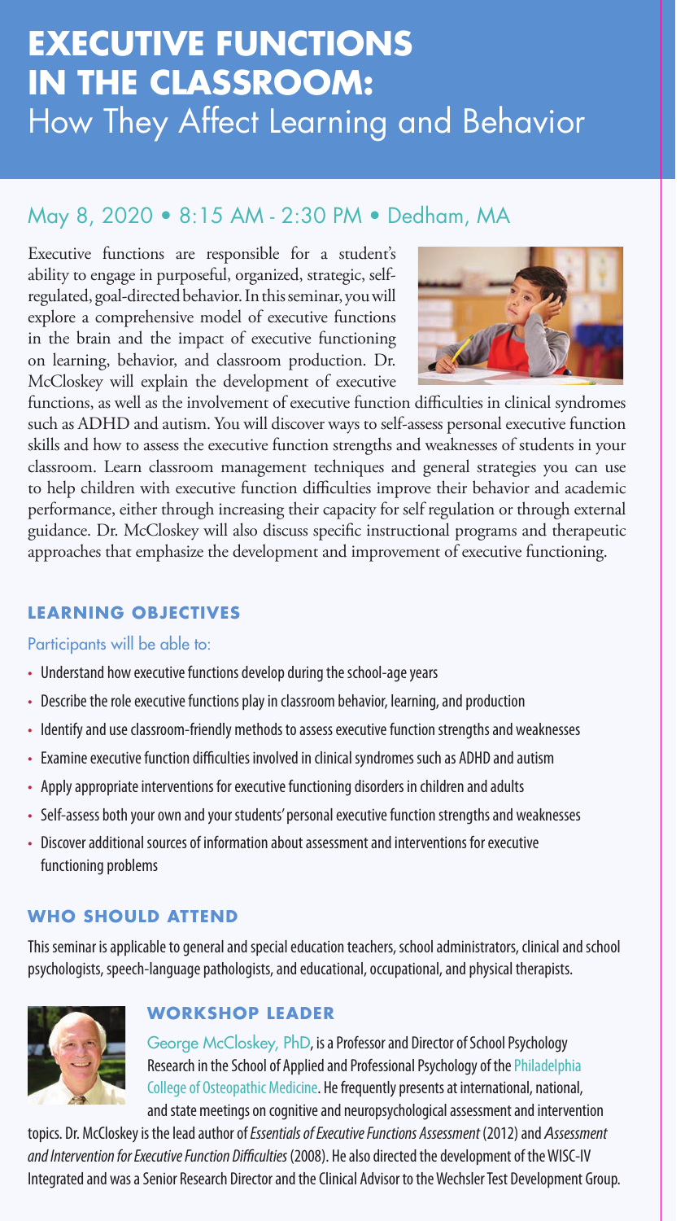# EXECUTIVE FUNCTIONS IN THE CLASSROOM:
How They Affect Learning and Behavior

## May 8, 2020 • 8:15 AM - 2:30 PM • Dedham, MA

Executive functions are responsible for a student's ability to engage in purposeful, organized, strategic, self-regulated, goal-directed behavior. In this seminar, you will explore a comprehensive model of executive functions in the brain and the impact of executive functioning on learning, behavior, and classroom production. Dr. McCloskey will explain the development of executive functions, as well as the involvement of executive function difficulties in clinical syndromes such as ADHD and autism. You will discover ways to self-assess personal executive function skills and how to assess the executive function strengths and weaknesses of students in your classroom. Learn classroom management techniques and general strategies you can use to help children with executive function difficulties improve their behavior and academic performance, either through increasing their capacity for self regulation or through external guidance. Dr. McCloskey will also discuss specific instructional programs and therapeutic approaches that emphasize the development and improvement of executive functioning.

### LEARNING OBJECTIVES

Participants will be able to:

- Understand how executive functions develop during the school-age years
- Describe the role executive functions play in classroom behavior, learning, and production
- Identify and use classroom-friendly methods to assess executive function strengths and weaknesses
- Examine executive function difficulties involved in clinical syndromes such as ADHD and autism
- Apply appropriate interventions for executive functioning disorders in children and adults
- Self-assess both your own and your students' personal executive function strengths and weaknesses
- Discover additional sources of information about assessment and interventions for executive functioning problems

### WHO SHOULD ATTEND

This seminar is applicable to general and special education teachers, school administrators, clinical and school psychologists, speech-language pathologists, and educational, occupational, and physical therapists.

### WORKSHOP LEADER

George McCloskey, PhD, is a Professor and Director of School Psychology Research in the School of Applied and Professional Psychology of the Philadelphia College of Osteopathic Medicine. He frequently presents at international, national, and state meetings on cognitive and neuropsychological assessment and intervention topics. Dr. McCloskey is the lead author of *Essentials of Executive Functions Assessment* (2012) and *Assessment and Intervention for Executive Function Difficulties* (2008). He also directed the development of the WISC-IV Integrated and was a Senior Research Director and the Clinical Advisor to the Wechsler Test Development Group.